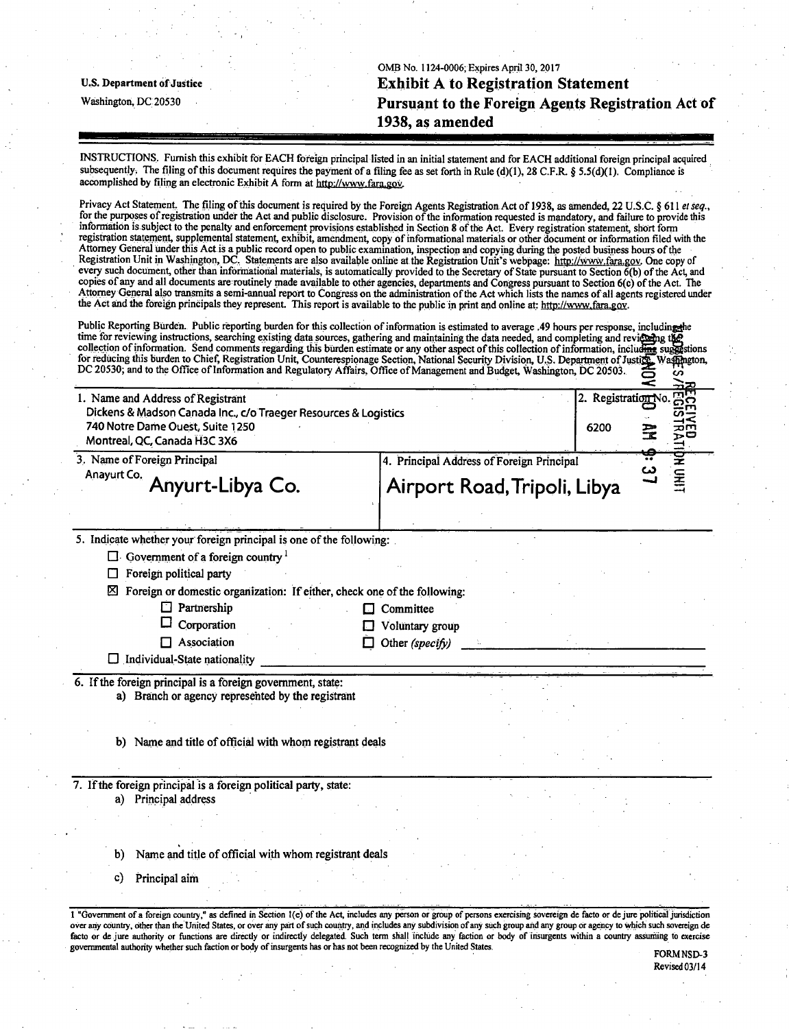U.S. Department of Justice

Washington, DC 20530

OMB No. 1124-0006; Expires April 30, 2017

# Exhibit A to Registration Statement Pursuant to the Foreign Agents Registration Act of 1938, as amended

INSTRUCTIONS. Furnish this exhibit for EACH foreign principal listed in an initial statement and for EACH additional foreign principal acquired subsequently. The filing of this document requires the payment of a filing fee as set forth in Rule (d)(1), 28 C.F.R. § 5.5(d)(1). Compliance is accomplished by filing an electronic Exhibit A form at http://www.fara.gov.

Privacy Act Statement. The filing of this document is required by the Foreign Agents Registration Act of 1938, as amended, 22 U.S.C. § 611 *et seq.*, for the purposes of registration under the Act and public disclosure. Provision of the information requested is mandatory, and failure to provide this information is subject to the penalty and enforcement provisions established in Section 8 of the Act. Every registration statement, short form registration statement, supplemental statement, exhibit, amendment, copy of informational materials or other document or information filed with the Attorney General under this Act is a public record open to public examination, inspection and copying during the posted business hours of the Registration Unit in Washington, DC. Statements are also available online at the Registration Unit's webpage: http://www.fara.gov. One copy of every such document, other than informational materials, is automatically provided to the Secretary of State pursuant to Section 6(b) of the Act, and copies of any and all documents are routinely made available to other agencies, departments and Congress pursuant to Section 6(c) of the Act. The Attorney General also transmits a semi-annual report to Congress on the administration of the Act which lists the names of all agents registered under the Act and the foreign principals they represent. This report is available to the public in print and online at: http://www.fara.gov.

Public Reporting Burden. Public reporting burden for this collection of information is estimated to average .49 hours per response, including the time for reviewing instructions, searching existing data sources, gathering and maintaining the data needed, and completing and reviewing the collection of information. Send comments regarding this burden estimate or any other aspect of this collection of information, including suggestions for reducing this burden to Chief, Registration Unit, Counterespionage Section, National Security Division, U.S. Department of Justice, Washington, DC 20530; and to the Office of Information and Regulatory Affairs, Office of Management and Budget, Washington, DC 20503.

RECEIVED NSD/CES/REGISTRATION UNIT 2015 NOV 10 AM 9:37

| 1. Name and Address of Registrant | 2. Registration No. |
|---|---|
| Dickens & Madson Canada Inc., c/o Traeger Resources & Logistics<br>740 Notre Dame Ouest, Suite 1250<br>Montreal, QC, Canada H3C 3X6 | 6200 |

| 3. Name of Foreign Principal | 4. Principal Address of Foreign Principal |
|---|---|
| Anayurt Co. Anyurt-Libya Co. | Airport Road, Tripoli, Libya |

5. Indicate whether your foreign principal is one of the following:

- ☐ Government of a foreign country [1]
- ☐ Foreign political party
- ☒ Foreign or domestic organization: If either, check one of the following:
  - ☐ Partnership
  - ☐ Committee
  - ☐ Corporation
  - ☐ Voluntary group
  - ☐ Association
  - ☐ Other *(specify)*
- ☐ Individual-State nationality

6. If the foreign principal is a foreign government, state:
   a) Branch or agency represented by the registrant

   b) Name and title of official with whom registrant deals

7. If the foreign principal is a foreign political party, state:
   a) Principal address

   b) Name and title of official with whom registrant deals

   c) Principal aim

1 "Government of a foreign country," as defined in Section 1(e) of the Act, includes any person or group of persons exercising sovereign de facto or de jure political jurisdiction over any country, other than the United States, or over any part of such country, and includes any subdivision of any such group and any group or agency to which such sovereign de facto or de jure authority or functions are directly or indirectly delegated. Such term shall include any faction or body of insurgents within a country assuming to exercise governmental authority whether such faction or body of insurgents has or has not been recognized by the United States.

FORM NSD-3
Revised 03/14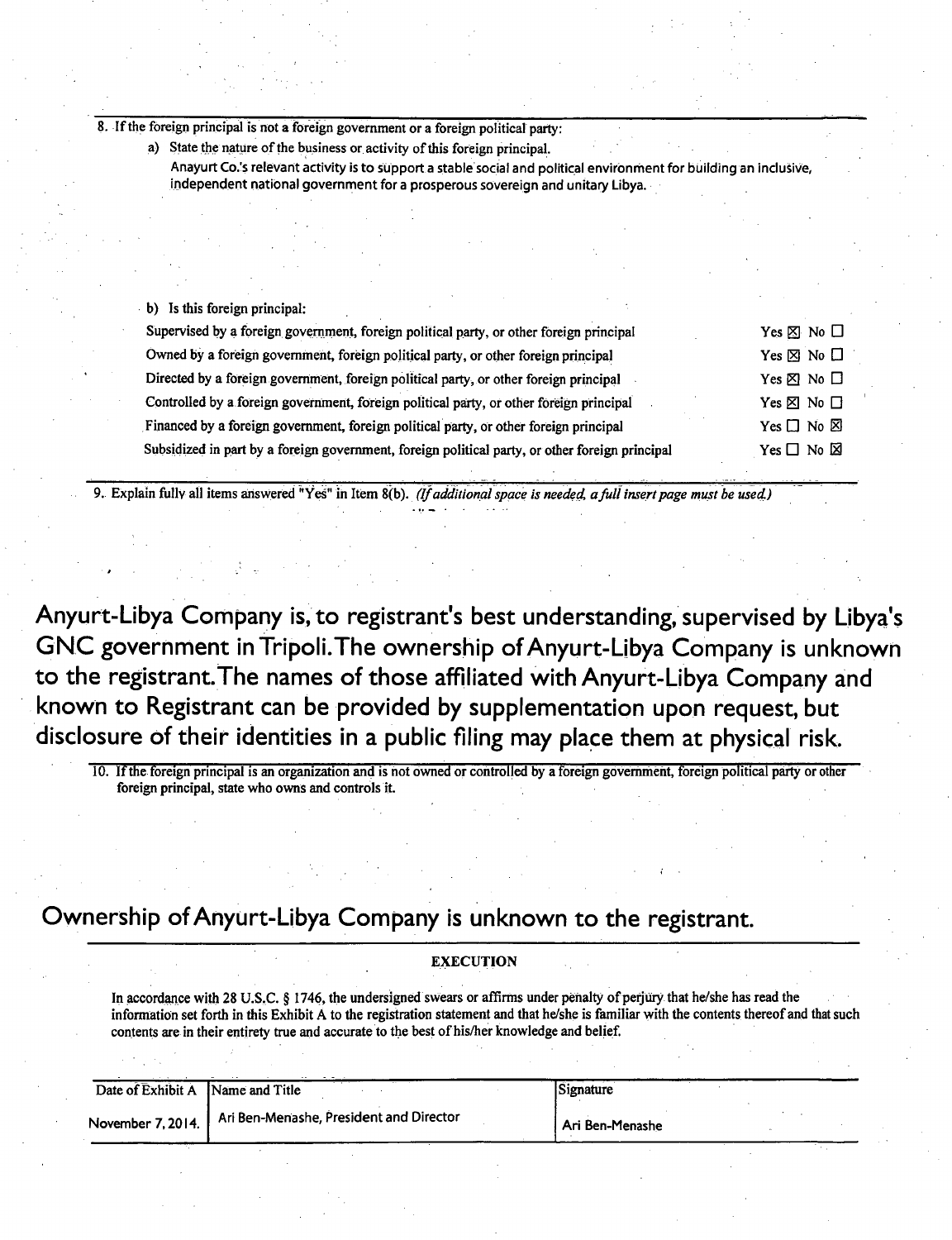8. If the foreign principal is not a foreign government or a foreign political party:

a) State the nature of the business or activity of this foreign principal.

Anayurt Co.'s relevant activity is to support a stable social and political environment for building an inclusive, independent national government for a prosperous sovereign and unitary Libya.

b) Is this foreign principal:

| | |
|---|---|
| Supervised by a foreign government, foreign political party, or other foreign principal | Yes ☒ No ☐ |
| Owned by a foreign government, foreign political party, or other foreign principal | Yes ☒ No ☐ |
| Directed by a foreign government, foreign political party, or other foreign principal | Yes ☒ No ☐ |
| Controlled by a foreign government, foreign political party, or other foreign principal | Yes ☒ No ☐ |
| Financed by a foreign government, foreign political party, or other foreign principal | Yes ☐ No ☒ |
| Subsidized in part by a foreign government, foreign political party, or other foreign principal | Yes ☐ No ☒ |

9. Explain fully all items answered "Yes" in Item 8(b). *(If additional space is needed, a full insert page must be used.)*

Anyurt-Libya Company is, to registrant's best understanding, supervised by Libya's GNC government in Tripoli. The ownership of Anyurt-Libya Company is unknown to the registrant. The names of those affiliated with Anyurt-Libya Company and known to Registrant can be provided by supplementation upon request, but disclosure of their identities in a public filing may place them at physical risk.

10. If the foreign principal is an organization and is not owned or controlled by a foreign government, foreign political party or other foreign principal, state who owns and controls it.

Ownership of Anyurt-Libya Company is unknown to the registrant.

**EXECUTION**

In accordance with 28 U.S.C. § 1746, the undersigned swears or affirms under penalty of perjury that he/she has read the information set forth in this Exhibit A to the registration statement and that he/she is familiar with the contents thereof and that such contents are in their entirety true and accurate to the best of his/her knowledge and belief.

| Date of Exhibit A | Name and Title | Signature |
|---|---|---|
| November 7, 2014. | Ari Ben-Menashe, President and Director | Ari Ben-Menashe |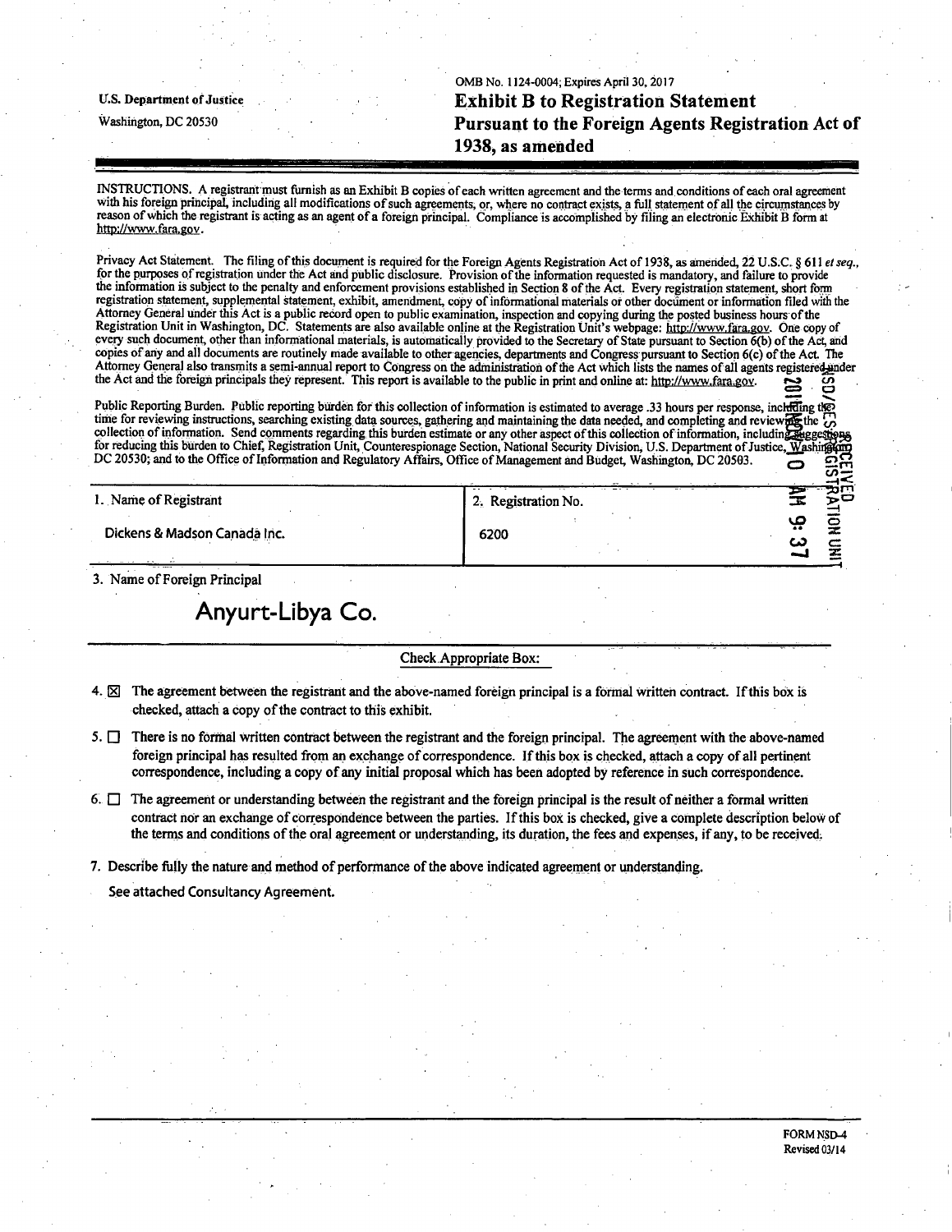U.S. Department of Justice

Washington, DC 20530

OMB No. 1124-0004; Expires April 30, 2017

# Exhibit B to Registration Statement Pursuant to the Foreign Agents Registration Act of 1938, as amended

INSTRUCTIONS. A registrant must furnish as an Exhibit B copies of each written agreement and the terms and conditions of each oral agreement with his foreign principal, including all modifications of such agreements, or, where no contract exists, a full statement of all the circumstances by reason of which the registrant is acting as an agent of a foreign principal. Compliance is accomplished by filing an electronic Exhibit B form at http://www.fara.gov.

Privacy Act Statement. The filing of this document is required for the Foreign Agents Registration Act of 1938, as amended, 22 U.S.C. § 611 *et seq.*, for the purposes of registration under the Act and public disclosure. Provision of the information requested is mandatory, and failure to provide the information is subject to the penalty and enforcement provisions established in Section 8 of the Act. Every registration statement, short form registration statement, supplemental statement, exhibit, amendment, copy of informational materials or other document or information filed with the Attorney General under this Act is a public record open to public examination, inspection and copying during the posted business hours of the Registration Unit in Washington, DC. Statements are also available online at the Registration Unit's webpage: http://www.fara.gov. One copy of every such document, other than informational materials, is automatically provided to the Secretary of State pursuant to Section 6(b) of the Act, and copies of any and all documents are routinely made available to other agencies, departments and Congress pursuant to Section 6(c) of the Act. The Attorney General also transmits a semi-annual report to Congress on the administration of the Act which lists the names of all agents registered under the Act and the foreign principals they represent. This report is available to the public in print and online at: http://www.fara.gov.

Public Reporting Burden. Public reporting burden for this collection of information is estimated to average .33 hours per response, including the time for reviewing instructions, searching existing data sources, gathering and maintaining the data needed, and completing and reviewing the collection of information. Send comments regarding this burden estimate or any other aspect of this collection of information, including suggestions for reducing this burden to Chief, Registration Unit, Counterespionage Section, National Security Division, U.S. Department of Justice, Washington, DC 20530; and to the Office of Information and Regulatory Affairs, Office of Management and Budget, Washington, DC 20503.

| 1. Name of Registrant | 2. Registration No. |
|---|---|
| Dickens & Madson Canada Inc. | 6200 |

3. Name of Foreign Principal

**Anyurt-Libya Co.**

Check Appropriate Box:

4. ☒ The agreement between the registrant and the above-named foreign principal is a formal written contract. If this box is checked, attach a copy of the contract to this exhibit.

5. ☐ There is no formal written contract between the registrant and the foreign principal. The agreement with the above-named foreign principal has resulted from an exchange of correspondence. If this box is checked, attach a copy of all pertinent correspondence, including a copy of any initial proposal which has been adopted by reference in such correspondence.

6. ☐ The agreement or understanding between the registrant and the foreign principal is the result of neither a formal written contract nor an exchange of correspondence between the parties. If this box is checked, give a complete description below of the terms and conditions of the oral agreement or understanding, its duration, the fees and expenses, if any, to be received.

7. Describe fully the nature and method of performance of the above indicated agreement or understanding.

See attached Consultancy Agreement.

FORM NSD-4
Revised 03/14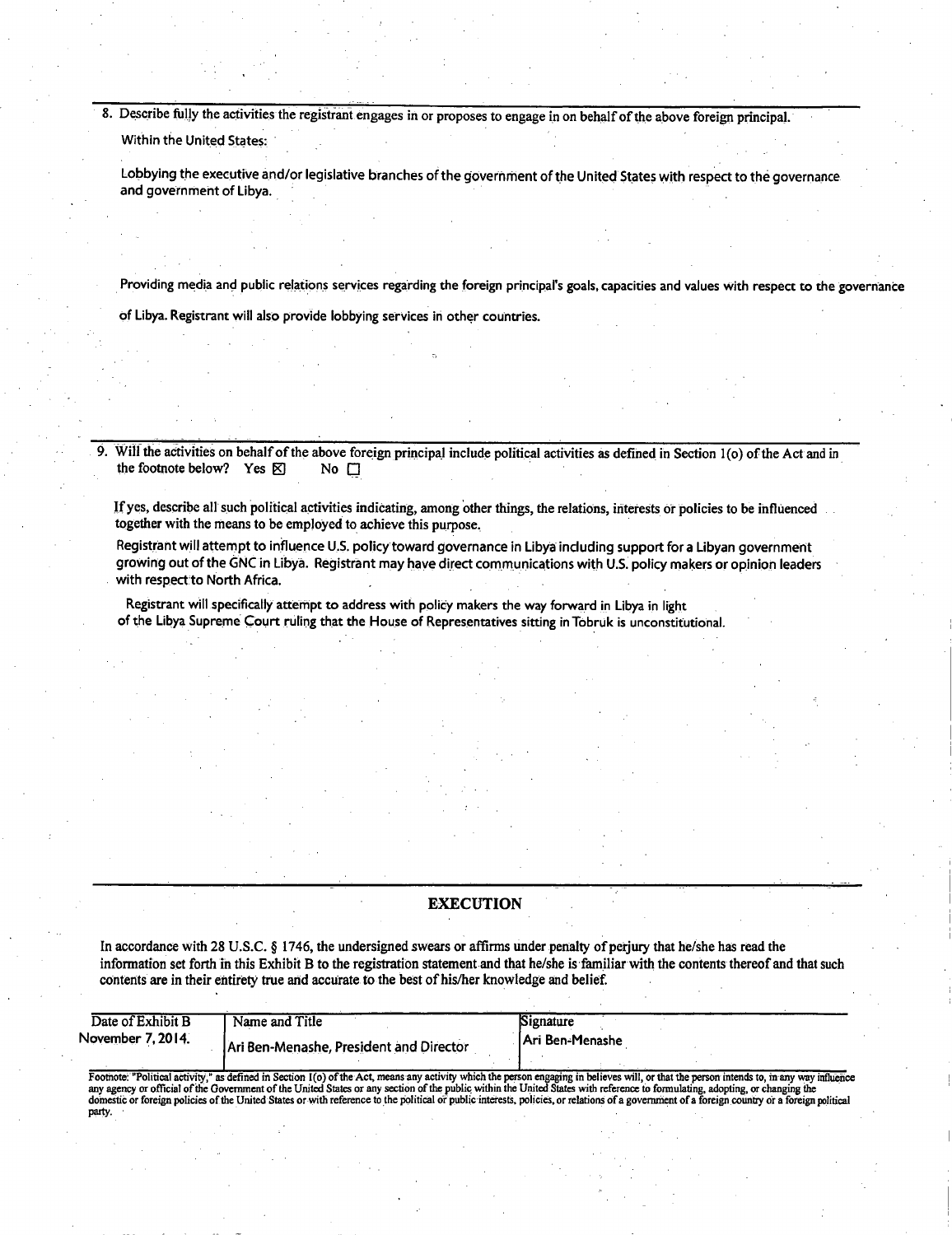8. Describe fully the activities the registrant engages in or proposes to engage in on behalf of the above foreign principal.

   Within the United States:

   Lobbying the executive and/or legislative branches of the government of the United States with respect to the governance and government of Libya.

   Providing media and public relations services regarding the foreign principal's goals, capacities and values with respect to the governance of Libya. Registrant will also provide lobbying services in other countries.

9. Will the activities on behalf of the above foreign principal include political activities as defined in Section 1(o) of the Act and in the footnote below? Yes ☒ No ☐

   If yes, describe all such political activities indicating, among other things, the relations, interests or policies to be influenced together with the means to be employed to achieve this purpose.

   Registrant will attempt to influence U.S. policy toward governance in Libya including support for a Libyan government growing out of the GNC in Libya. Registrant may have direct communications with U.S. policy makers or opinion leaders with respect to North Africa.

   Registrant will specifically attempt to address with policy makers the way forward in Libya in light of the Libya Supreme Court ruling that the House of Representatives sitting in Tobruk is unconstitutional.

## EXECUTION

In accordance with 28 U.S.C. § 1746, the undersigned swears or affirms under penalty of perjury that he/she has read the information set forth in this Exhibit B to the registration statement and that he/she is familiar with the contents thereof and that such contents are in their entirety true and accurate to the best of his/her knowledge and belief.

| Date of Exhibit B | Name and Title | Signature |
|---|---|---|
| November 7, 2014. | Ari Ben-Menashe, President and Director | Ari Ben-Menashe |

Footnote: "Political activity," as defined in Section 1(o) of the Act, means any activity which the person engaging in believes will, or that the person intends to, in any way influence any agency or official of the Government of the United States or any section of the public within the United States with reference to formulating, adopting, or changing the domestic or foreign policies of the United States or with reference to the political or public interests, policies, or relations of a government of a foreign country or a foreign political party.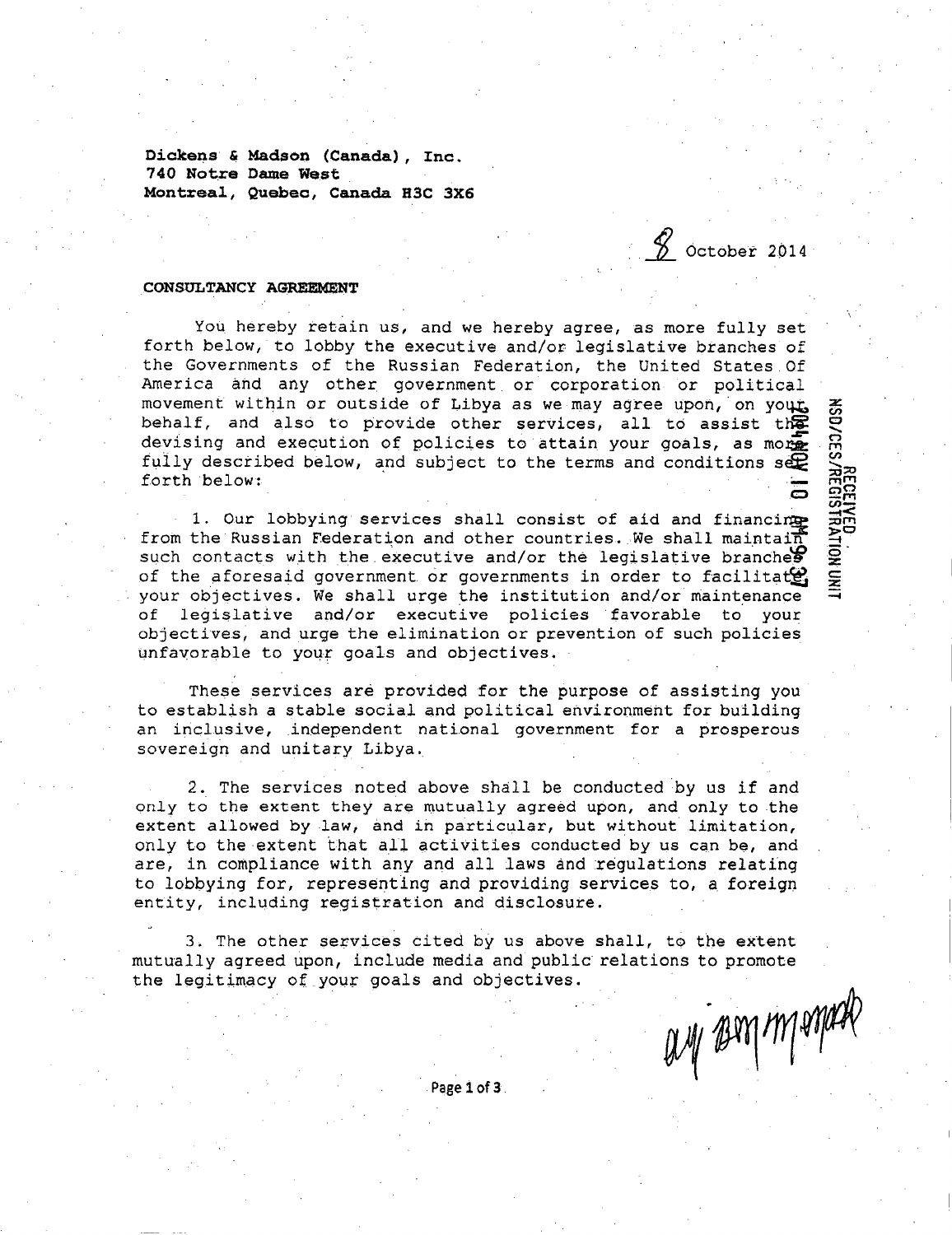**Dickens & Madson (Canada), Inc.**
**740 Notre Dame West**
**Montreal, Quebec, Canada H3C 3X6**

8 October 2014

**CONSULTANCY AGREEMENT**

You hereby retain us, and we hereby agree, as more fully set forth below, to lobby the executive and/or legislative branches of the Governments of the Russian Federation, the United States Of America and any other government or corporation or political movement within or outside of Libya as we may agree upon, on your behalf, and also to provide other services, all to assist the devising and execution of policies to attain your goals, as more fully described below, and subject to the terms and conditions set forth below:

1. Our lobbying services shall consist of aid and financing from the Russian Federation and other countries. We shall maintain such contacts with the executive and/or the legislative branches of the aforesaid government or governments in order to facilitate your objectives. We shall urge the institution and/or maintenance of legislative and/or executive policies favorable to your objectives, and urge the elimination or prevention of such policies unfavorable to your goals and objectives.

These services are provided for the purpose of assisting you to establish a stable social and political environment for building an inclusive, independent national government for a prosperous sovereign and unitary Libya.

2. The services noted above shall be conducted by us if and only to the extent they are mutually agreed upon, and only to the extent allowed by law, and in particular, but without limitation, only to the extent that all activities conducted by us can be, and are, in compliance with any and all laws and regulations relating to lobbying for, representing and providing services to, a foreign entity, including registration and disclosure.

3. The other services cited by us above shall, to the extent mutually agreed upon, include media and public relations to promote the legitimacy of your goals and objectives.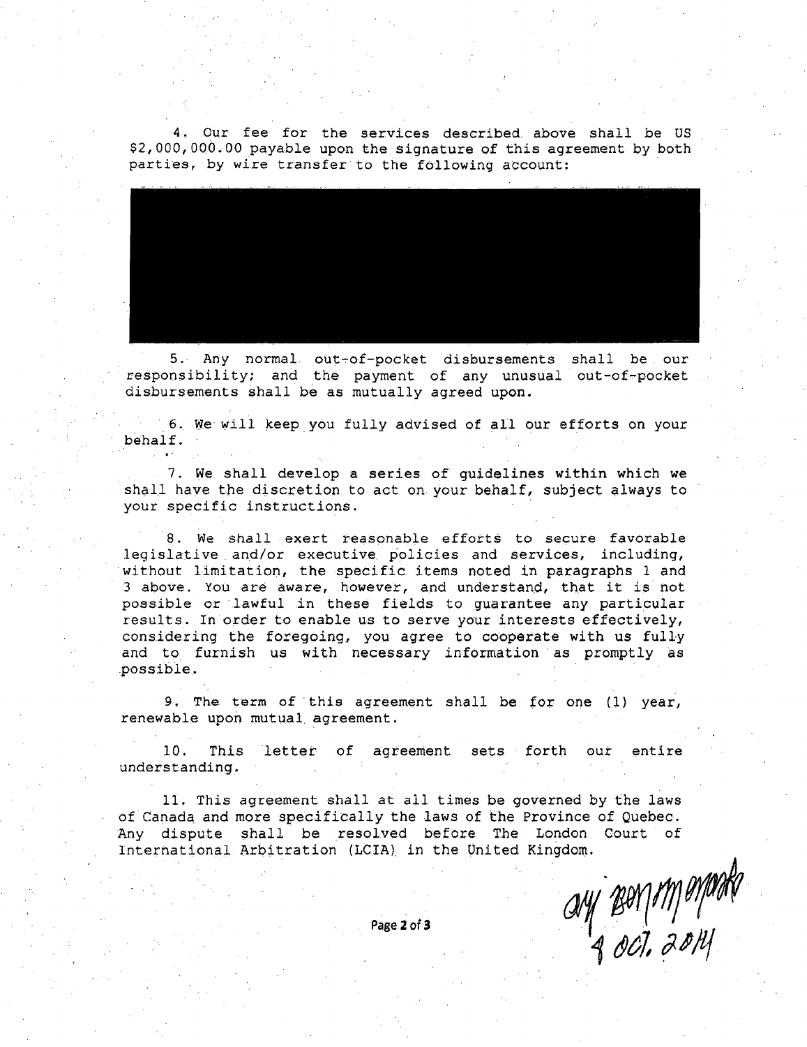4. Our fee for the services described above shall be US $2,000,000.00 payable upon the signature of this agreement by both parties, by wire transfer to the following account:

5. Any normal out-of-pocket disbursements shall be our responsibility; and the payment of any unusual out-of-pocket disbursements shall be as mutually agreed upon.

6. We will keep you fully advised of all our efforts on your behalf.

7. We shall develop a series of guidelines within which we shall have the discretion to act on your behalf, subject always to your specific instructions.

8. We shall exert reasonable efforts to secure favorable legislative and/or executive policies and services, including, without limitation, the specific items noted in paragraphs 1 and 3 above. You are aware, however, and understand, that it is not possible or lawful in these fields to guarantee any particular results. In order to enable us to serve your interests effectively, considering the foregoing, you agree to cooperate with us fully and to furnish us with necessary information as promptly as possible.

9. The term of this agreement shall be for one (1) year, renewable upon mutual agreement.

10. This letter of agreement sets forth our entire understanding.

11. This agreement shall at all times be governed by the laws of Canada and more specifically the laws of the Province of Quebec. Any dispute shall be resolved before The London Court of International Arbitration (LCIA) in the United Kingdom.

4 OCT. 2014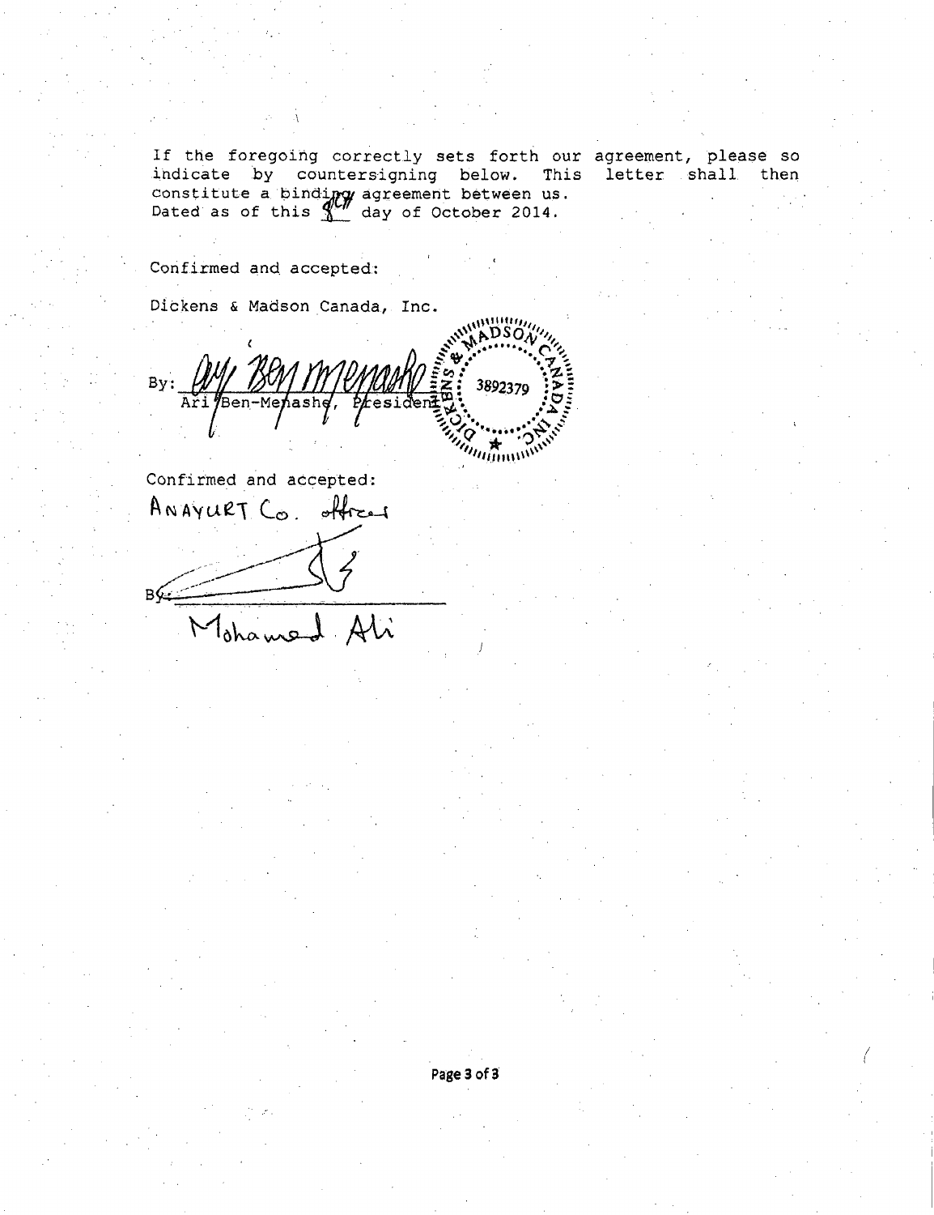If the foregoing correctly sets forth our agreement, please so indicate by countersigning below. This letter shall then constitute a binding agreement between us.
Dated as of this 8th day of October 2014.

Confirmed and accepted:

Dickens & Madson Canada, Inc.

By: Ari Ben-Menashe, President

DICKENS & MADSON CANADA INC. 3892379

Confirmed and accepted:

ANAYURT Co. officer

By: 

Mohamed Ali